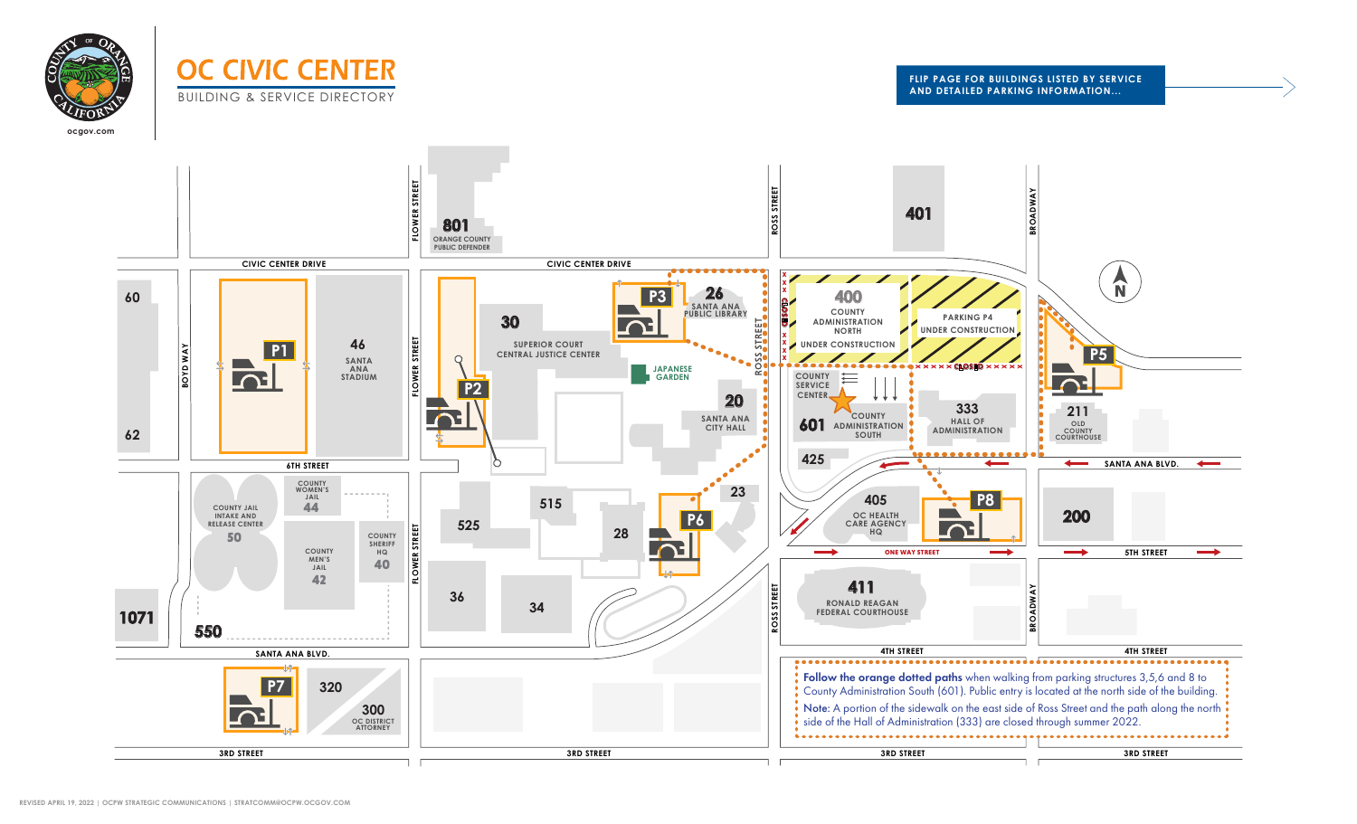# OC CIVIC CENTER

BUILDING & SERVICE DIRECTORY

ocgov.com

FLIP PAGE FOR BUILDINGS LISTED BY SERVICE AND DETAILED PARKING INFORMATION...

CIVIC CENTER DRIVE

FLOWER STREET

ROSS STREET

BROADWAY

BOYD WAY

6TH STREET

SANTA ANA BLVD.

5TH STREET

ONE WAY STREET

4TH STREET

3RD STREET

801 ORANGE COUNTY PUBLIC DEFENDER

401

60

62

P1

46 SANTA ANA STADIUM

P2

30 SUPERIOR COURT CENTRAL JUSTICE CENTER

P3

26 SANTA ANA PUBLIC LIBRARY

JAPANESE GARDEN

20 SANTA ANA CITY HALL

400 COUNTY ADMINISTRATION NORTH UNDER CONSTRUCTION

PARKING P4 UNDER CONSTRUCTION

CLOSED

COUNTY SERVICE CENTER

601 COUNTY ADMINISTRATION SOUTH

333 HALL OF ADMINISTRATION

P5

211 OLD COUNTY COURTHOUSE

425

44 COUNTY WOMEN'S JAIL

50 COUNTY JAIL INTAKE AND RELEASE CENTER

42 COUNTY MEN'S JAIL

40 COUNTY SHERIFF HQ

525

515

28

P6

23

405 OC HEALTH CARE AGENCY HQ

P8

200

36

34

411 RONALD REAGAN FEDERAL COURTHOUSE

1071

550

P7

320

300 OC DISTRICT ATTORNEY

N

**Follow the orange dotted paths** when walking from parking structures 3,5,6 and 8 to County Administration South (601). Public entry is located at the north side of the building.

**Note:** A portion of the sidewalk on the east side of Ross Street and the path along the north side of the Hall of Administration (333) are closed through summer 2022.

REVISED APRIL 19, 2022 | OCPW STRATEGIC COMMUNICATIONS | STRATCOMM@OCPW.OCGOV.COM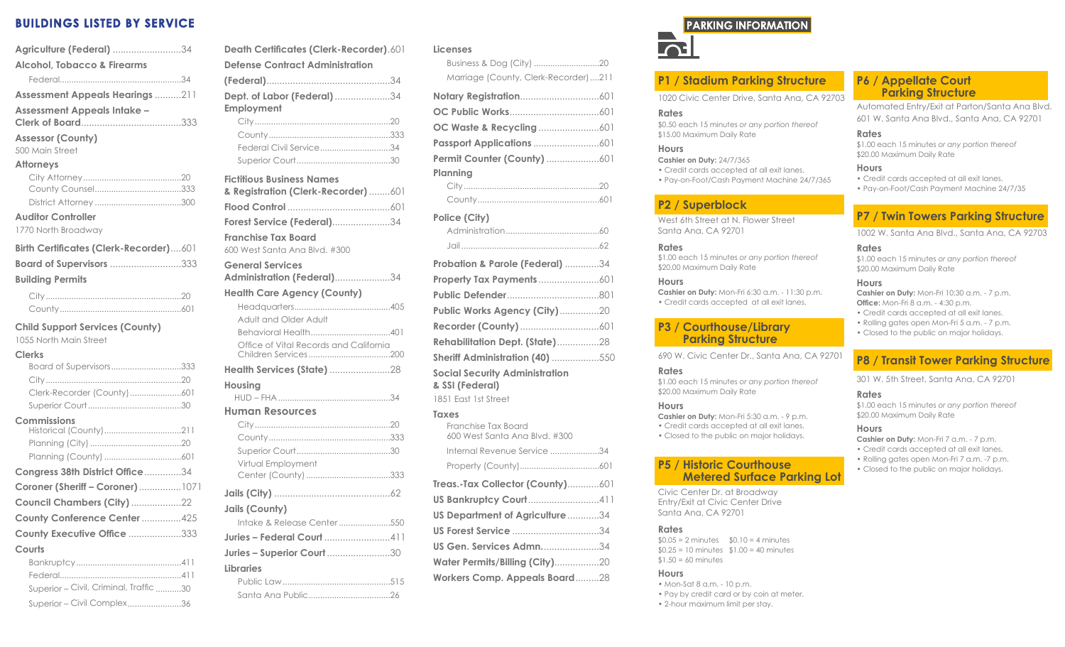## BUILDINGS LISTED BY SERVICE

**Agriculture (Federal)** ..........34

**Alcohol, Tobacco & Firearms**
- Federal ..........34

**Assessment Appeals Hearings** ..........211

**Assessment Appeals Intake – Clerk of Board** ..........333

**Assessor (County)**
500 Main Street

**Attorneys**
- City Attorney ..........20
- County Counsel ..........333
- District Attorney ..........300

**Auditor Controller**
1770 North Broadway

**Birth Certificates (Clerk-Recorder)** ....601

**Board of Supervisors** ..........333

**Building Permits**
- City ..........20
- County ..........601

**Child Support Services (County)**
1055 North Main Street

**Clerks**
- Board of Supervisors ..........333
- City ..........20
- Clerk-Recorder (County) ..........601
- Superior Court ..........30

**Commissions**
- Historical (County) ..........211
- Planning (City) ..........20
- Planning (County) ..........601

**Congress 38th District Office** ..........34

**Coroner (Sheriff – Coroner)** ..........1071

**Council Chambers (City)** ..........22

**County Conference Center** ..........425

**County Executive Office** ..........333

**Courts**
- Bankruptcy ..........411
- Federal ..........411
- Superior – Civil, Criminal, Traffic ..........30
- Superior – Civil Complex ..........36

**Death Certificates (Clerk-Recorder)** .601

**Defense Contract Administration (Federal)** ..........34

**Dept. of Labor (Federal)** ..........34

**Employment**
- City ..........20
- County ..........333
- Federal Civil Service ..........34
- Superior Court ..........30

**Fictitious Business Names & Registration (Clerk-Recorder)** ..........601

**Flood Control** ..........601

**Forest Service (Federal)** ..........34

**Franchise Tax Board**
600 West Santa Ana Blvd. #300

**General Services Administration (Federal)** ..........34

**Health Care Agency (County)**
- Headquarters ..........405
- Adult and Older Adult Behavioral Health ..........401
- Office of Vital Records and California Children Services ..........200

**Health Services (State)** ..........28

**Housing**
- HUD – FHA ..........34

**Human Resources**
- City ..........20
- County ..........333
- Superior Court ..........30
- Virtual Employment Center (County) ..........333

**Jails (City)** ..........62

**Jails (County)**
- Intake & Release Center ..........550

**Juries – Federal Court** ..........411

**Juries – Superior Court** ..........30

**Libraries**
- Public Law ..........515
- Santa Ana Public ..........26

**Licenses**
- Business & Dog (City) ..........20
- Marriage (County, Clerk-Recorder) ....211

**Notary Registration** ..........601

**OC Public Works** ..........601

**OC Waste & Recycling** ..........601

**Passport Applications** ..........601

**Permit Counter (County)** ..........601

**Planning**
- City ..........20
- County ..........601

**Police (City)**
- Administration ..........60
- Jail ..........62

**Probation & Parole (Federal)** ..........34

**Property Tax Payments** ..........601

**Public Defender** ..........801

**Public Works Agency (City)** ..........20

**Recorder (County)** ..........601

**Rehabilitation Dept. (State)** ..........28

**Sheriff Administration (40)** ..........550

**Social Security Administration & SSI (Federal)**
1851 East 1st Street

**Taxes**
- Franchise Tax Board
  600 West Santa Ana Blvd. #300
- Internal Revenue Service ..........34
- Property (County) ..........601

**Treas.-Tax Collector (County)** ..........601

**US Bankruptcy Court** ..........411

**US Department of Agriculture** ..........34

**US Forest Service** ..........34

**US Gen. Services Admn.** ..........34

**Water Permits/Billing (City)** ..........20

**Workers Comp. Appeals Board** ..........28

## PARKING INFORMATION

### P1 / Stadium Parking Structure
1020 Civic Center Drive, Santa Ana, CA 92703

**Rates**
$0.50 each 15 minutes *or any portion thereof*
$15.00 Maximum Daily Rate

**Hours**
**Cashier on Duty:** 24/7/365
- Credit cards accepted at all exit lanes.
- Pay-on-Foot/Cash Payment Machine 24/7/365

### P2 / Superblock
West 6th Street at N. Flower Street
Santa Ana, CA 92701

**Rates**
$1.00 each 15 minutes *or any portion thereof*
$20.00 Maximum Daily Rate

**Hours**
**Cashier on Duty:** Mon-Fri 6:30 a.m. - 11:30 p.m.
- Credit cards accepted at all exit lanes.

### P3 / Courthouse/Library Parking Structure
690 W. Civic Center Dr., Santa Ana, CA 92701

**Rates**
$1.00 each 15 minutes *or any portion thereof*
$20.00 Maximum Daily Rate

**Hours**
**Cashier on Duty:** Mon-Fri 5:30 a.m. - 9 p.m.
- Credit cards accepted at all exit lanes.
- Closed to the public on major holidays.

### P5 / Historic Courthouse Metered Surface Parking Lot
Civic Center Dr. at Broadway
Entry/Exit at Civic Center Drive
Santa Ana, CA 92701

**Rates**
$0.05 = 2 minutes  $0.10 = 4 minutes
$0.25 = 10 minutes  $1.00 = 40 minutes
$1.50 = 60 minutes

**Hours**
- Mon-Sat 8 a.m. - 10 p.m.
- Pay by credit card or by coin at meter.
- 2-hour maximum limit per stay.

### P6 / Appellate Court Parking Structure
Automated Entry/Exit at Parton/Santa Ana Blvd.
601 W. Santa Ana Blvd., Santa Ana, CA 92701

**Rates**
$1.00 each 15 minutes *or any portion thereof*
$20.00 Maximum Daily Rate

**Hours**
- Credit cards accepted at all exit lanes.
- Pay-on-Foot/Cash Payment Machine 24/7/35

### P7 / Twin Towers Parking Structure
1002 W. Santa Ana Blvd., Santa Ana, CA 92703

**Rates**
$1.00 each 15 minutes *or any portion thereof*
$20.00 Maximum Daily Rate

**Hours**
**Cashier on Duty:** Mon-Fri 10:30 a.m. - 7 p.m.
**Office:** Mon-Fri 8 a.m. - 4:30 p.m.
- Credit cards accepted at all exit lanes.
- Rolling gates open Mon-Fri 5 a.m. - 7 p.m.
- Closed to the public on major holidays.

### P8 / Transit Tower Parking Structure
301 W. 5th Street, Santa Ana, CA 92701

**Rates**
$1.00 each 15 minutes *or any portion thereof*
$20.00 Maximum Daily Rate

**Hours**
**Cashier on Duty:** Mon-Fri 7 a.m. - 7 p.m.
- Credit cards accepted at all exit lanes.
- Rolling gates open Mon-Fri 7 a.m. -7 p.m.
- Closed to the public on major holidays.